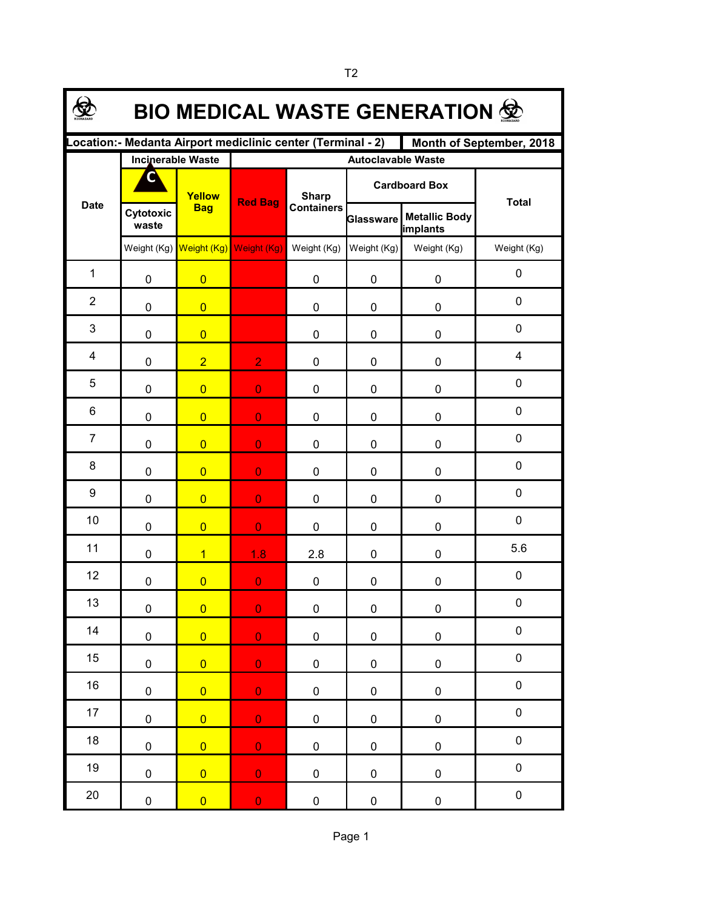# BIO MEDICAL WASTE GENERATION

**Location:- Medanta Airport mediclinic center (Terminal - 2)** | **Month of September, 2018**

| Date | Incinerable Waste | | Autoclavable Waste | | | | Total |
|---|---|---|---|---|---|---|---|
| | C Cytotoxic waste | Yellow Bag | Red Bag | Sharp Containers | Cardboard Box | | Total |
| | | | | | Glassware | Metallic Body implants | |
| | Weight (Kg) | Weight (Kg) | Weight (Kg) | Weight (Kg) | Weight (Kg) | Weight (Kg) | Weight (Kg) |
| 1 | 0 | 0 | | 0 | 0 | 0 | 0 |
| 2 | 0 | 0 | | 0 | 0 | 0 | 0 |
| 3 | 0 | 0 | | 0 | 0 | 0 | 0 |
| 4 | 0 | 2 | 2 | 0 | 0 | 0 | 4 |
| 5 | 0 | 0 | 0 | 0 | 0 | 0 | 0 |
| 6 | 0 | 0 | 0 | 0 | 0 | 0 | 0 |
| 7 | 0 | 0 | 0 | 0 | 0 | 0 | 0 |
| 8 | 0 | 0 | 0 | 0 | 0 | 0 | 0 |
| 9 | 0 | 0 | 0 | 0 | 0 | 0 | 0 |
| 10 | 0 | 0 | 0 | 0 | 0 | 0 | 0 |
| 11 | 0 | 1 | 1.8 | 2.8 | 0 | 0 | 5.6 |
| 12 | 0 | 0 | 0 | 0 | 0 | 0 | 0 |
| 13 | 0 | 0 | 0 | 0 | 0 | 0 | 0 |
| 14 | 0 | 0 | 0 | 0 | 0 | 0 | 0 |
| 15 | 0 | 0 | 0 | 0 | 0 | 0 | 0 |
| 16 | 0 | 0 | 0 | 0 | 0 | 0 | 0 |
| 17 | 0 | 0 | 0 | 0 | 0 | 0 | 0 |
| 18 | 0 | 0 | 0 | 0 | 0 | 0 | 0 |
| 19 | 0 | 0 | 0 | 0 | 0 | 0 | 0 |
| 20 | 0 | 0 | 0 | 0 | 0 | 0 | 0 |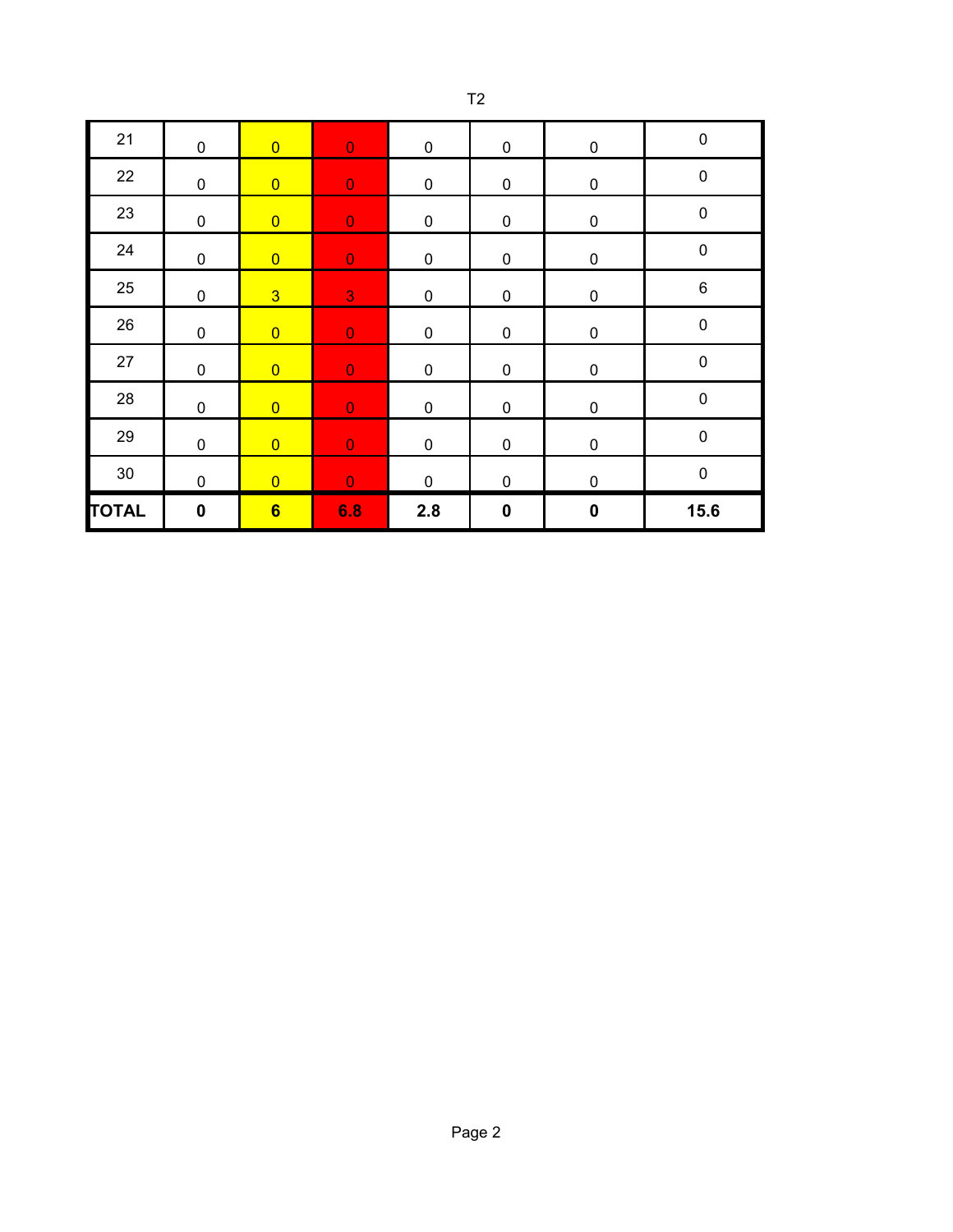T2

| | | | | | | | |
|---|---|---|---|---|---|---|---|
| 21 | 0 | 0 | 0 | 0 | 0 | 0 | 0 |
| 22 | 0 | 0 | 0 | 0 | 0 | 0 | 0 |
| 23 | 0 | 0 | 0 | 0 | 0 | 0 | 0 |
| 24 | 0 | 0 | 0 | 0 | 0 | 0 | 0 |
| 25 | 0 | 3 | 3 | 0 | 0 | 0 | 6 |
| 26 | 0 | 0 | 0 | 0 | 0 | 0 | 0 |
| 27 | 0 | 0 | 0 | 0 | 0 | 0 | 0 |
| 28 | 0 | 0 | 0 | 0 | 0 | 0 | 0 |
| 29 | 0 | 0 | 0 | 0 | 0 | 0 | 0 |
| 30 | 0 | 0 | 0 | 0 | 0 | 0 | 0 |
| **TOTAL** | **0** | **6** | **6.8** | **2.8** | **0** | **0** | **15.6** |